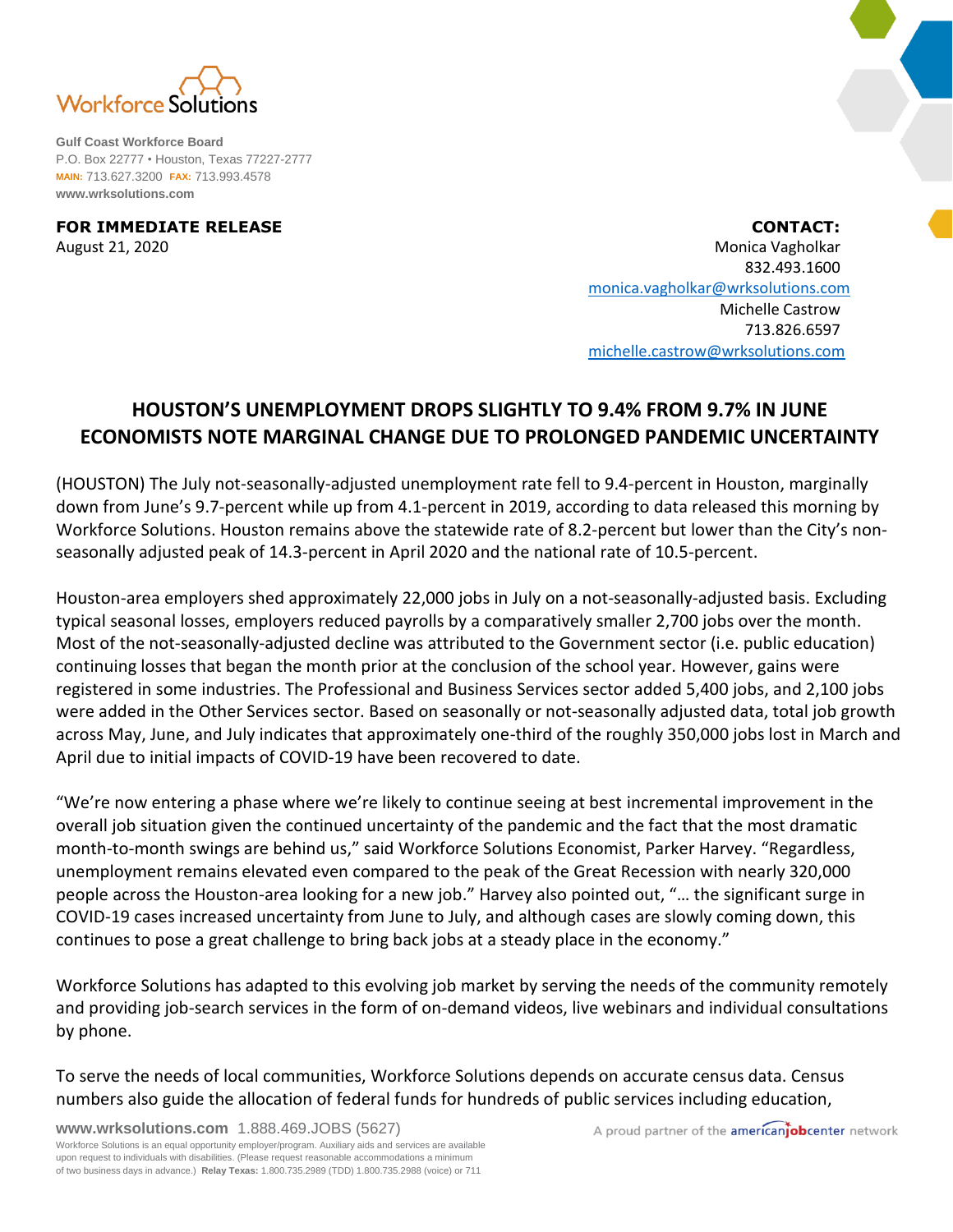Workforce Solutions

**Gulf Coast Workforce Board**
P.O. Box 22777 • Houston, Texas 77227-2777
**MAIN:** 713.627.3200 **FAX:** 713.993.4578
**www.wrksolutions.com**

**FOR IMMEDIATE RELEASE**
August 21, 2020

**CONTACT:**
Monica Vagholkar
832.493.1600
monica.vagholkar@wrksolutions.com
Michelle Castrow
713.826.6597
michelle.castrow@wrksolutions.com

# HOUSTON'S UNEMPLOYMENT DROPS SLIGHTLY TO 9.4% FROM 9.7% IN JUNE
## ECONOMISTS NOTE MARGINAL CHANGE DUE TO PROLONGED PANDEMIC UNCERTAINTY

(HOUSTON) The July not-seasonally-adjusted unemployment rate fell to 9.4-percent in Houston, marginally down from June's 9.7-percent while up from 4.1-percent in 2019, according to data released this morning by Workforce Solutions. Houston remains above the statewide rate of 8.2-percent but lower than the City's non-seasonally adjusted peak of 14.3-percent in April 2020 and the national rate of 10.5-percent.

Houston-area employers shed approximately 22,000 jobs in July on a not-seasonally-adjusted basis. Excluding typical seasonal losses, employers reduced payrolls by a comparatively smaller 2,700 jobs over the month. Most of the not-seasonally-adjusted decline was attributed to the Government sector (i.e. public education) continuing losses that began the month prior at the conclusion of the school year. However, gains were registered in some industries. The Professional and Business Services sector added 5,400 jobs, and 2,100 jobs were added in the Other Services sector. Based on seasonally or not-seasonally adjusted data, total job growth across May, June, and July indicates that approximately one-third of the roughly 350,000 jobs lost in March and April due to initial impacts of COVID-19 have been recovered to date.

"We're now entering a phase where we're likely to continue seeing at best incremental improvement in the overall job situation given the continued uncertainty of the pandemic and the fact that the most dramatic month-to-month swings are behind us," said Workforce Solutions Economist, Parker Harvey. "Regardless, unemployment remains elevated even compared to the peak of the Great Recession with nearly 320,000 people across the Houston-area looking for a new job." Harvey also pointed out, "… the significant surge in COVID-19 cases increased uncertainty from June to July, and although cases are slowly coming down, this continues to pose a great challenge to bring back jobs at a steady place in the economy."

Workforce Solutions has adapted to this evolving job market by serving the needs of the community remotely and providing job-search services in the form of on-demand videos, live webinars and individual consultations by phone.

To serve the needs of local communities, Workforce Solutions depends on accurate census data. Census numbers also guide the allocation of federal funds for hundreds of public services including education,

**www.wrksolutions.com** 1.888.469.JOBS (5627)
Workforce Solutions is an equal opportunity employer/program. Auxiliary aids and services are available upon request to individuals with disabilities. (Please request reasonable accommodations a minimum of two business days in advance.) **Relay Texas:** 1.800.735.2989 (TDD) 1.800.735.2988 (voice) or 711

A proud partner of the americanjobcenter network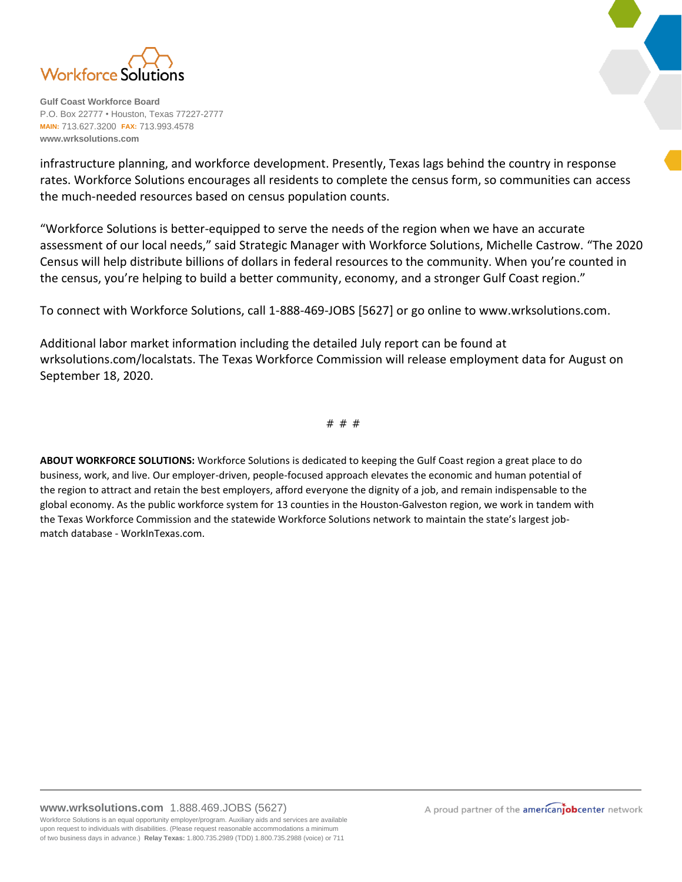infrastructure planning, and workforce development. Presently, Texas lags behind the country in response rates. Workforce Solutions encourages all residents to complete the census form, so communities can access the much-needed resources based on census population counts.

"Workforce Solutions is better-equipped to serve the needs of the region when we have an accurate assessment of our local needs," said Strategic Manager with Workforce Solutions, Michelle Castrow. "The 2020 Census will help distribute billions of dollars in federal resources to the community. When you're counted in the census, you're helping to build a better community, economy, and a stronger Gulf Coast region."

To connect with Workforce Solutions, call 1-888-469-JOBS [5627] or go online to www.wrksolutions.com.

Additional labor market information including the detailed July report can be found at wrksolutions.com/localstats. The Texas Workforce Commission will release employment data for August on September 18, 2020.

# # #

**ABOUT WORKFORCE SOLUTIONS:** Workforce Solutions is dedicated to keeping the Gulf Coast region a great place to do business, work, and live. Our employer-driven, people-focused approach elevates the economic and human potential of the region to attract and retain the best employers, afford everyone the dignity of a job, and remain indispensable to the global economy. As the public workforce system for 13 counties in the Houston-Galveston region, we work in tandem with the Texas Workforce Commission and the statewide Workforce Solutions network to maintain the state's largest job-match database - WorkInTexas.com.